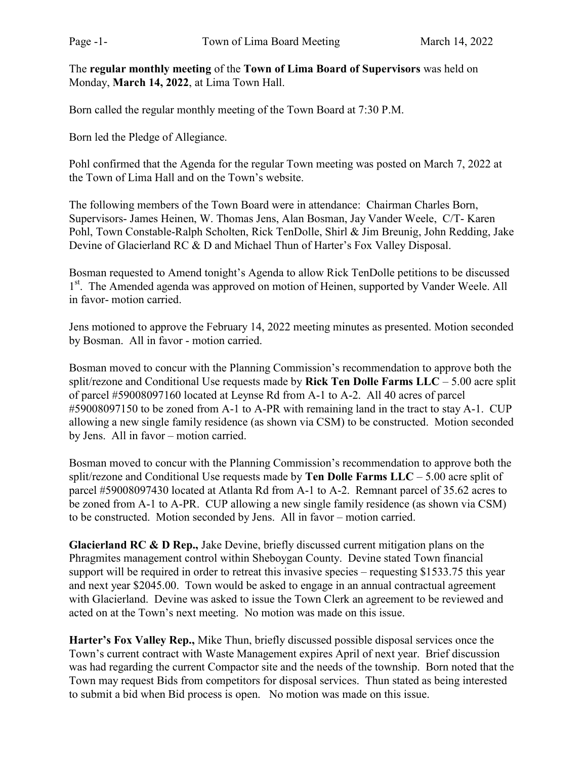The **regular monthly meeting** of the **Town of Lima Board of Supervisors** was held on Monday, **March 14, 2022**, at Lima Town Hall.

Born called the regular monthly meeting of the Town Board at 7:30 P.M.

Born led the Pledge of Allegiance.

Pohl confirmed that the Agenda for the regular Town meeting was posted on March 7, 2022 at the Town of Lima Hall and on the Town's website.

The following members of the Town Board were in attendance: Chairman Charles Born, Supervisors- James Heinen, W. Thomas Jens, Alan Bosman, Jay Vander Weele, C/T- Karen Pohl, Town Constable-Ralph Scholten, Rick TenDolle, Shirl & Jim Breunig, John Redding, Jake Devine of Glacierland RC & D and Michael Thun of Harter's Fox Valley Disposal.

Bosman requested to Amend tonight's Agenda to allow Rick TenDolle petitions to be discussed 1st. The Amended agenda was approved on motion of Heinen, supported by Vander Weele. All in favor- motion carried.

Jens motioned to approve the February 14, 2022 meeting minutes as presented. Motion seconded by Bosman. All in favor - motion carried.

Bosman moved to concur with the Planning Commission's recommendation to approve both the split/rezone and Conditional Use requests made by **Rick Ten Dolle Farms LLC** – 5.00 acre split of parcel #59008097160 located at Leynse Rd from A-1 to A-2. All 40 acres of parcel #59008097150 to be zoned from A-1 to A-PR with remaining land in the tract to stay A-1. CUP allowing a new single family residence (as shown via CSM) to be constructed. Motion seconded by Jens. All in favor – motion carried.

Bosman moved to concur with the Planning Commission's recommendation to approve both the split/rezone and Conditional Use requests made by **Ten Dolle Farms LLC** – 5.00 acre split of parcel #59008097430 located at Atlanta Rd from A-1 to A-2. Remnant parcel of 35.62 acres to be zoned from A-1 to A-PR. CUP allowing a new single family residence (as shown via CSM) to be constructed. Motion seconded by Jens. All in favor – motion carried.

**Glacierland RC & D Rep.,** Jake Devine, briefly discussed current mitigation plans on the Phragmites management control within Sheboygan County. Devine stated Town financial support will be required in order to retreat this invasive species – requesting $1533.75 this year and next year $2045.00. Town would be asked to engage in an annual contractual agreement with Glacierland. Devine was asked to issue the Town Clerk an agreement to be reviewed and acted on at the Town's next meeting. No motion was made on this issue.

**Harter's Fox Valley Rep.,** Mike Thun, briefly discussed possible disposal services once the Town's current contract with Waste Management expires April of next year. Brief discussion was had regarding the current Compactor site and the needs of the township. Born noted that the Town may request Bids from competitors for disposal services. Thun stated as being interested to submit a bid when Bid process is open. No motion was made on this issue.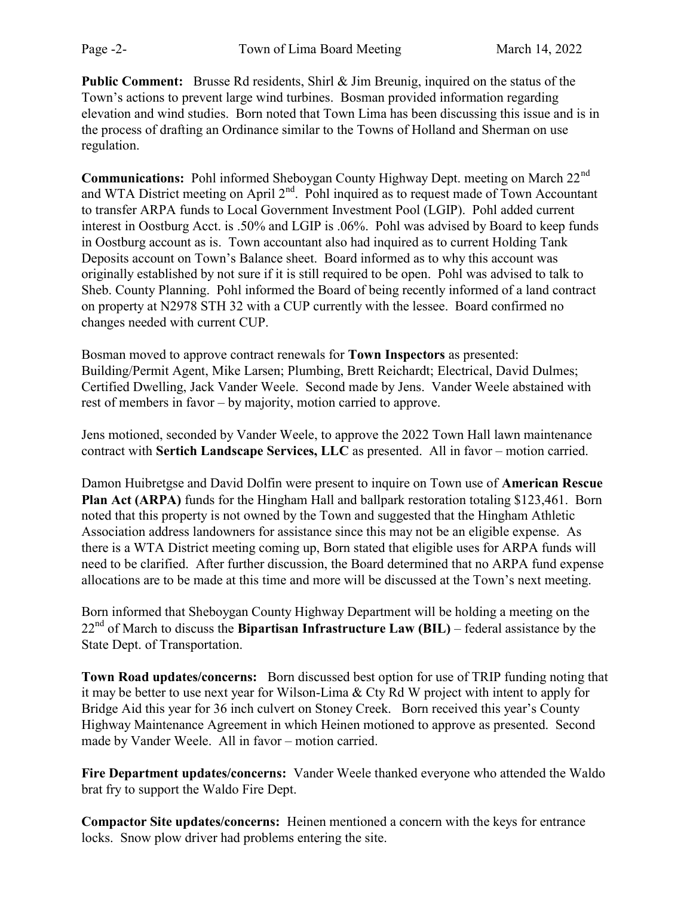**Public Comment:** Brusse Rd residents, Shirl & Jim Breunig, inquired on the status of the Town's actions to prevent large wind turbines. Bosman provided information regarding elevation and wind studies. Born noted that Town Lima has been discussing this issue and is in the process of drafting an Ordinance similar to the Towns of Holland and Sherman on use regulation.

**Communications:** Pohl informed Sheboygan County Highway Dept. meeting on March 22nd and WTA District meeting on April 2nd. Pohl inquired as to request made of Town Accountant to transfer ARPA funds to Local Government Investment Pool (LGIP). Pohl added current interest in Oostburg Acct. is .50% and LGIP is .06%. Pohl was advised by Board to keep funds in Oostburg account as is. Town accountant also had inquired as to current Holding Tank Deposits account on Town's Balance sheet. Board informed as to why this account was originally established by not sure if it is still required to be open. Pohl was advised to talk to Sheb. County Planning. Pohl informed the Board of being recently informed of a land contract on property at N2978 STH 32 with a CUP currently with the lessee. Board confirmed no changes needed with current CUP.

Bosman moved to approve contract renewals for **Town Inspectors** as presented: Building/Permit Agent, Mike Larsen; Plumbing, Brett Reichardt; Electrical, David Dulmes; Certified Dwelling, Jack Vander Weele. Second made by Jens. Vander Weele abstained with rest of members in favor – by majority, motion carried to approve.

Jens motioned, seconded by Vander Weele, to approve the 2022 Town Hall lawn maintenance contract with **Sertich Landscape Services, LLC** as presented. All in favor – motion carried.

Damon Huibretgse and David Dolfin were present to inquire on Town use of **American Rescue Plan Act (ARPA)** funds for the Hingham Hall and ballpark restoration totaling $123,461. Born noted that this property is not owned by the Town and suggested that the Hingham Athletic Association address landowners for assistance since this may not be an eligible expense. As there is a WTA District meeting coming up, Born stated that eligible uses for ARPA funds will need to be clarified. After further discussion, the Board determined that no ARPA fund expense allocations are to be made at this time and more will be discussed at the Town's next meeting.

Born informed that Sheboygan County Highway Department will be holding a meeting on the 22nd of March to discuss the **Bipartisan Infrastructure Law (BIL)** – federal assistance by the State Dept. of Transportation.

**Town Road updates/concerns:** Born discussed best option for use of TRIP funding noting that it may be better to use next year for Wilson-Lima & Cty Rd W project with intent to apply for Bridge Aid this year for 36 inch culvert on Stoney Creek. Born received this year's County Highway Maintenance Agreement in which Heinen motioned to approve as presented. Second made by Vander Weele. All in favor – motion carried.

**Fire Department updates/concerns:** Vander Weele thanked everyone who attended the Waldo brat fry to support the Waldo Fire Dept.

**Compactor Site updates/concerns:** Heinen mentioned a concern with the keys for entrance locks. Snow plow driver had problems entering the site.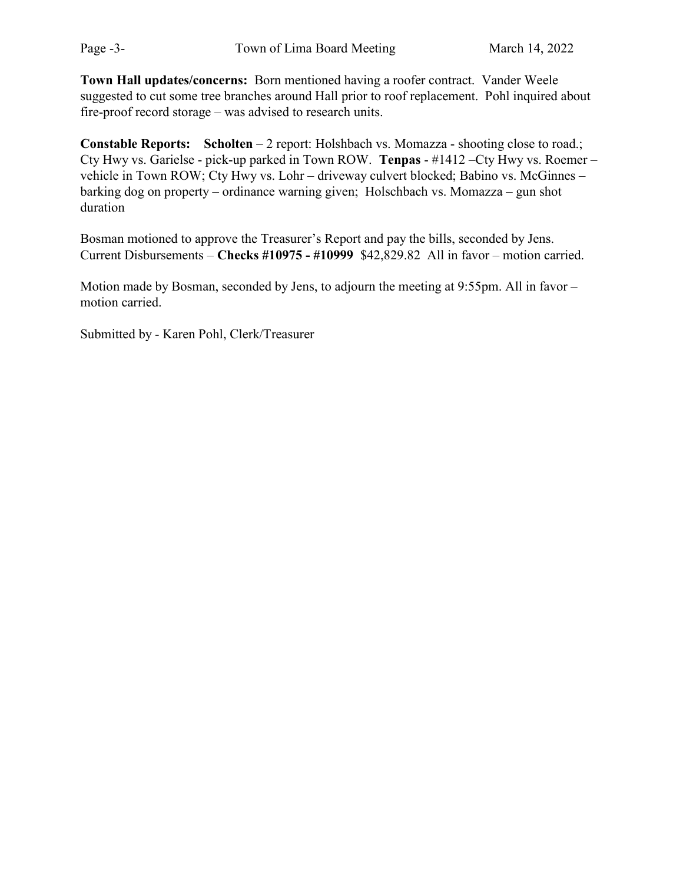**Town Hall updates/concerns:** Born mentioned having a roofer contract. Vander Weele suggested to cut some tree branches around Hall prior to roof replacement. Pohl inquired about fire-proof record storage – was advised to research units.

**Constable Reports:** **Scholten** – 2 report: Holshbach vs. Momazza - shooting close to road.; Cty Hwy vs. Garielse - pick-up parked in Town ROW. **Tenpas** - #1412 –Cty Hwy vs. Roemer – vehicle in Town ROW; Cty Hwy vs. Lohr – driveway culvert blocked; Babino vs. McGinnes – barking dog on property – ordinance warning given; Holschbach vs. Momazza – gun shot duration

Bosman motioned to approve the Treasurer's Report and pay the bills, seconded by Jens. Current Disbursements – **Checks #10975 - #10999** $42,829.82 All in favor – motion carried.

Motion made by Bosman, seconded by Jens, to adjourn the meeting at 9:55pm. All in favor – motion carried.

Submitted by - Karen Pohl, Clerk/Treasurer